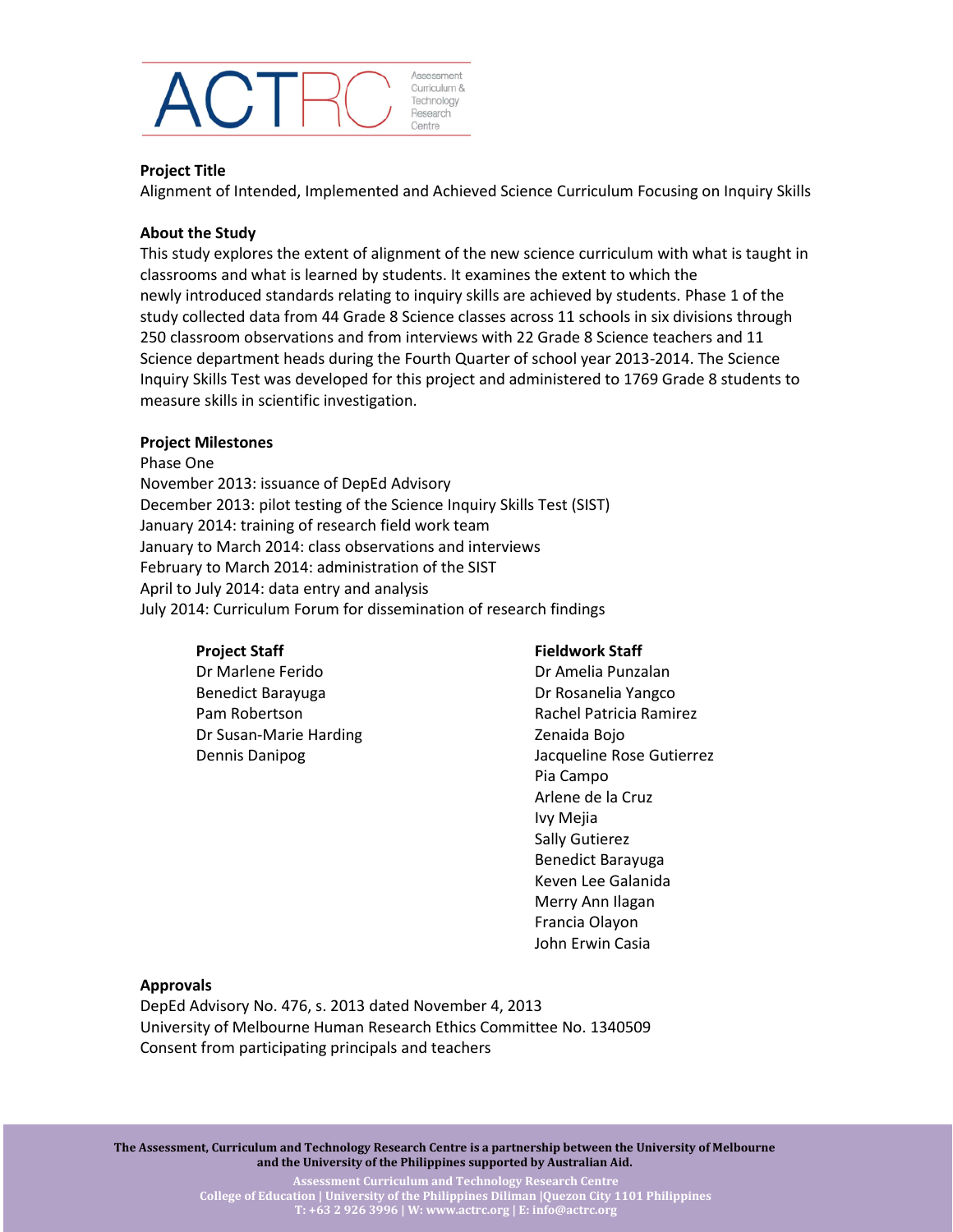ACTRC Assessment Curriculum & Technology Research Centre

**Project Title**

Alignment of Intended, Implemented and Achieved Science Curriculum Focusing on Inquiry Skills

**About the Study**

This study explores the extent of alignment of the new science curriculum with what is taught in classrooms and what is learned by students. It examines the extent to which the newly introduced standards relating to inquiry skills are achieved by students. Phase 1 of the study collected data from 44 Grade 8 Science classes across 11 schools in six divisions through 250 classroom observations and from interviews with 22 Grade 8 Science teachers and 11 Science department heads during the Fourth Quarter of school year 2013-2014. The Science Inquiry Skills Test was developed for this project and administered to 1769 Grade 8 students to measure skills in scientific investigation.

**Project Milestones**

Phase One
November 2013: issuance of DepEd Advisory
December 2013: pilot testing of the Science Inquiry Skills Test (SIST)
January 2014: training of research field work team
January to March 2014: class observations and interviews
February to March 2014: administration of the SIST
April to July 2014: data entry and analysis
July 2014: Curriculum Forum for dissemination of research findings

**Project Staff**

Dr Marlene Ferido
Benedict Barayuga
Pam Robertson
Dr Susan-Marie Harding
Dennis Danipog

**Fieldwork Staff**

Dr Amelia Punzalan
Dr Rosanelia Yangco
Rachel Patricia Ramirez
Zenaida Bojo
Jacqueline Rose Gutierrez
Pia Campo
Arlene de la Cruz
Ivy Mejia
Sally Gutierez
Benedict Barayuga
Keven Lee Galanida
Merry Ann Ilagan
Francia Olayon
John Erwin Casia

**Approvals**

DepEd Advisory No. 476, s. 2013 dated November 4, 2013
University of Melbourne Human Research Ethics Committee No. 1340509
Consent from participating principals and teachers

**The Assessment, Curriculum and Technology Research Centre is a partnership between the University of Melbourne and the University of the Philippines supported by Australian Aid.**

Assessment Curriculum and Technology Research Centre
College of Education | University of the Philippines Diliman | Quezon City 1101 Philippines
T: +63 2 926 3996 | W: www.actrc.org | E: info@actrc.org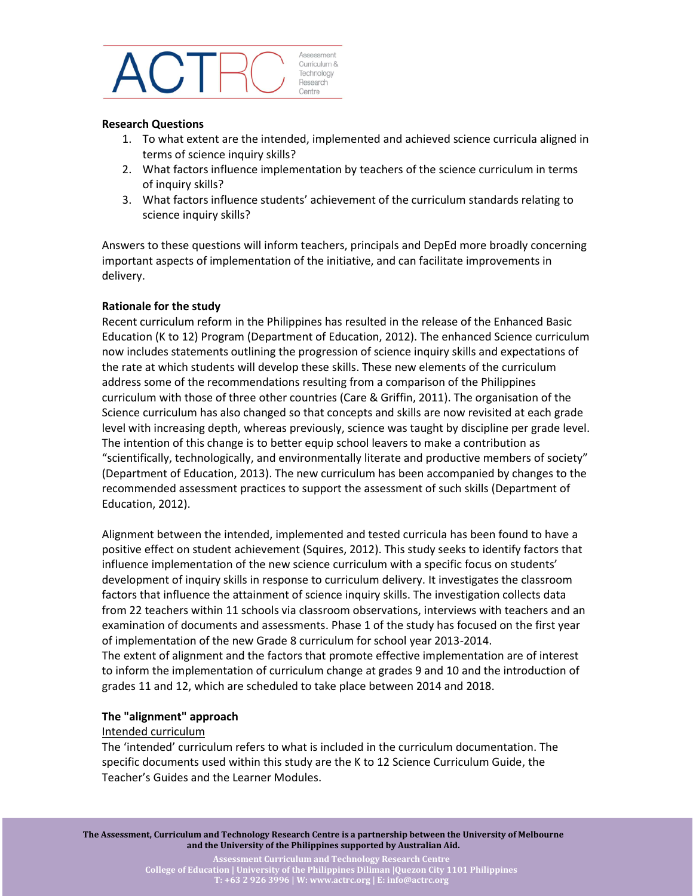**Research Questions**

1. To what extent are the intended, implemented and achieved science curricula aligned in terms of science inquiry skills?
2. What factors influence implementation by teachers of the science curriculum in terms of inquiry skills?
3. What factors influence students' achievement of the curriculum standards relating to science inquiry skills?

Answers to these questions will inform teachers, principals and DepEd more broadly concerning important aspects of implementation of the initiative, and can facilitate improvements in delivery.

**Rationale for the study**

Recent curriculum reform in the Philippines has resulted in the release of the Enhanced Basic Education (K to 12) Program (Department of Education, 2012). The enhanced Science curriculum now includes statements outlining the progression of science inquiry skills and expectations of the rate at which students will develop these skills. These new elements of the curriculum address some of the recommendations resulting from a comparison of the Philippines curriculum with those of three other countries (Care & Griffin, 2011). The organisation of the Science curriculum has also changed so that concepts and skills are now revisited at each grade level with increasing depth, whereas previously, science was taught by discipline per grade level. The intention of this change is to better equip school leavers to make a contribution as "scientifically, technologically, and environmentally literate and productive members of society" (Department of Education, 2013). The new curriculum has been accompanied by changes to the recommended assessment practices to support the assessment of such skills (Department of Education, 2012).

Alignment between the intended, implemented and tested curricula has been found to have a positive effect on student achievement (Squires, 2012). This study seeks to identify factors that influence implementation of the new science curriculum with a specific focus on students' development of inquiry skills in response to curriculum delivery. It investigates the classroom factors that influence the attainment of science inquiry skills. The investigation collects data from 22 teachers within 11 schools via classroom observations, interviews with teachers and an examination of documents and assessments. Phase 1 of the study has focused on the first year of implementation of the new Grade 8 curriculum for school year 2013-2014.
The extent of alignment and the factors that promote effective implementation are of interest to inform the implementation of curriculum change at grades 9 and 10 and the introduction of grades 11 and 12, which are scheduled to take place between 2014 and 2018.

**The "alignment" approach**

Intended curriculum

The 'intended' curriculum refers to what is included in the curriculum documentation. The specific documents used within this study are the K to 12 Science Curriculum Guide, the Teacher's Guides and the Learner Modules.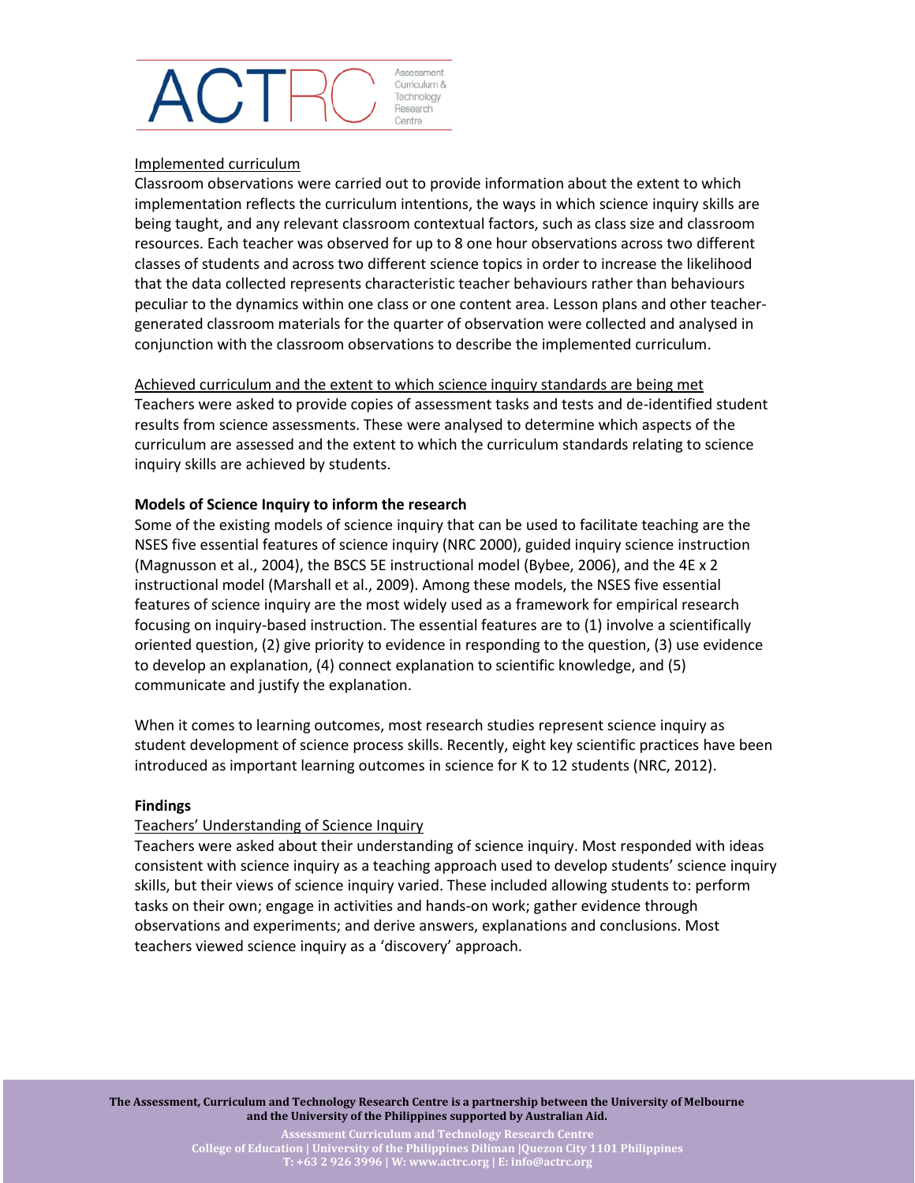Implemented curriculum

Classroom observations were carried out to provide information about the extent to which implementation reflects the curriculum intentions, the ways in which science inquiry skills are being taught, and any relevant classroom contextual factors, such as class size and classroom resources. Each teacher was observed for up to 8 one hour observations across two different classes of students and across two different science topics in order to increase the likelihood that the data collected represents characteristic teacher behaviours rather than behaviours peculiar to the dynamics within one class or one content area. Lesson plans and other teacher-generated classroom materials for the quarter of observation were collected and analysed in conjunction with the classroom observations to describe the implemented curriculum.

Achieved curriculum and the extent to which science inquiry standards are being met

Teachers were asked to provide copies of assessment tasks and tests and de-identified student results from science assessments. These were analysed to determine which aspects of the curriculum are assessed and the extent to which the curriculum standards relating to science inquiry skills are achieved by students.

## Models of Science Inquiry to inform the research

Some of the existing models of science inquiry that can be used to facilitate teaching are the NSES five essential features of science inquiry (NRC 2000), guided inquiry science instruction (Magnusson et al., 2004), the BSCS 5E instructional model (Bybee, 2006), and the 4E x 2 instructional model (Marshall et al., 2009). Among these models, the NSES five essential features of science inquiry are the most widely used as a framework for empirical research focusing on inquiry-based instruction. The essential features are to (1) involve a scientifically oriented question, (2) give priority to evidence in responding to the question, (3) use evidence to develop an explanation, (4) connect explanation to scientific knowledge, and (5) communicate and justify the explanation.

When it comes to learning outcomes, most research studies represent science inquiry as student development of science process skills. Recently, eight key scientific practices have been introduced as important learning outcomes in science for K to 12 students (NRC, 2012).

## Findings

Teachers' Understanding of Science Inquiry

Teachers were asked about their understanding of science inquiry. Most responded with ideas consistent with science inquiry as a teaching approach used to develop students' science inquiry skills, but their views of science inquiry varied. These included allowing students to: perform tasks on their own; engage in activities and hands-on work; gather evidence through observations and experiments; and derive answers, explanations and conclusions. Most teachers viewed science inquiry as a 'discovery' approach.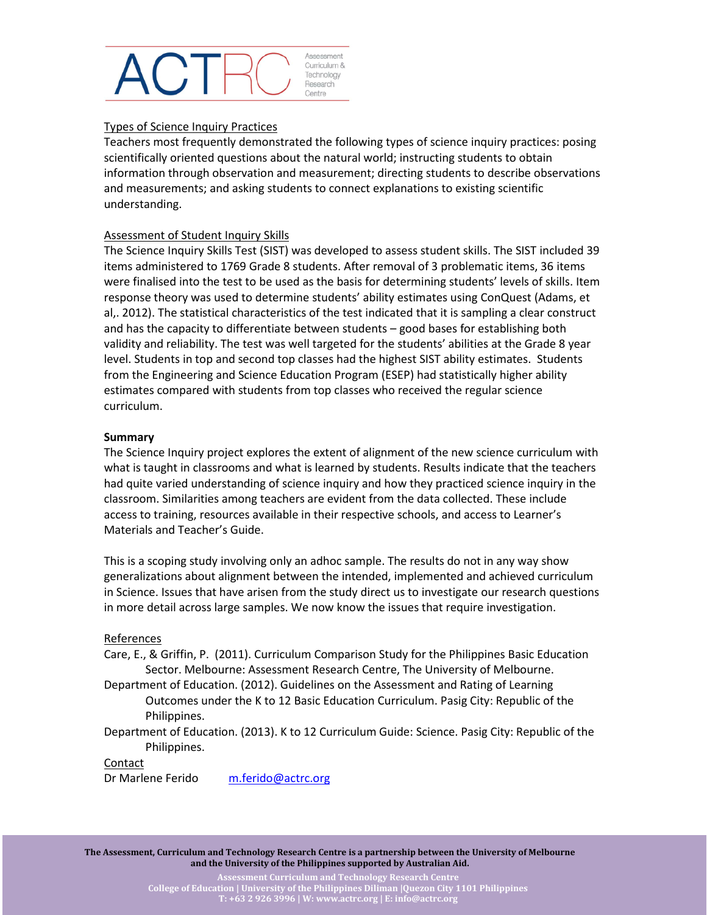Types of Science Inquiry Practices

Teachers most frequently demonstrated the following types of science inquiry practices: posing scientifically oriented questions about the natural world; instructing students to obtain information through observation and measurement; directing students to describe observations and measurements; and asking students to connect explanations to existing scientific understanding.

Assessment of Student Inquiry Skills

The Science Inquiry Skills Test (SIST) was developed to assess student skills. The SIST included 39 items administered to 1769 Grade 8 students. After removal of 3 problematic items, 36 items were finalised into the test to be used as the basis for determining students' levels of skills. Item response theory was used to determine students' ability estimates using ConQuest (Adams, et al,. 2012). The statistical characteristics of the test indicated that it is sampling a clear construct and has the capacity to differentiate between students – good bases for establishing both validity and reliability. The test was well targeted for the students' abilities at the Grade 8 year level. Students in top and second top classes had the highest SIST ability estimates. Students from the Engineering and Science Education Program (ESEP) had statistically higher ability estimates compared with students from top classes who received the regular science curriculum.

**Summary**

The Science Inquiry project explores the extent of alignment of the new science curriculum with what is taught in classrooms and what is learned by students. Results indicate that the teachers had quite varied understanding of science inquiry and how they practiced science inquiry in the classroom. Similarities among teachers are evident from the data collected. These include access to training, resources available in their respective schools, and access to Learner's Materials and Teacher's Guide.

This is a scoping study involving only an adhoc sample. The results do not in any way show generalizations about alignment between the intended, implemented and achieved curriculum in Science. Issues that have arisen from the study direct us to investigate our research questions in more detail across large samples. We now know the issues that require investigation.

References

Care, E., & Griffin, P. (2011). Curriculum Comparison Study for the Philippines Basic Education Sector. Melbourne: Assessment Research Centre, The University of Melbourne.

Department of Education. (2012). Guidelines on the Assessment and Rating of Learning Outcomes under the K to 12 Basic Education Curriculum. Pasig City: Republic of the Philippines.

Department of Education. (2013). K to 12 Curriculum Guide: Science. Pasig City: Republic of the Philippines.

Contact

Dr Marlene Ferido m.ferido@actrc.org

**The Assessment, Curriculum and Technology Research Centre is a partnership between the University of Melbourne and the University of the Philippines supported by Australian Aid.**

Assessment Curriculum and Technology Research Centre
College of Education | University of the Philippines Diliman |Quezon City 1101 Philippines
T: +63 2 926 3996 | W: www.actrc.org | E: info@actrc.org